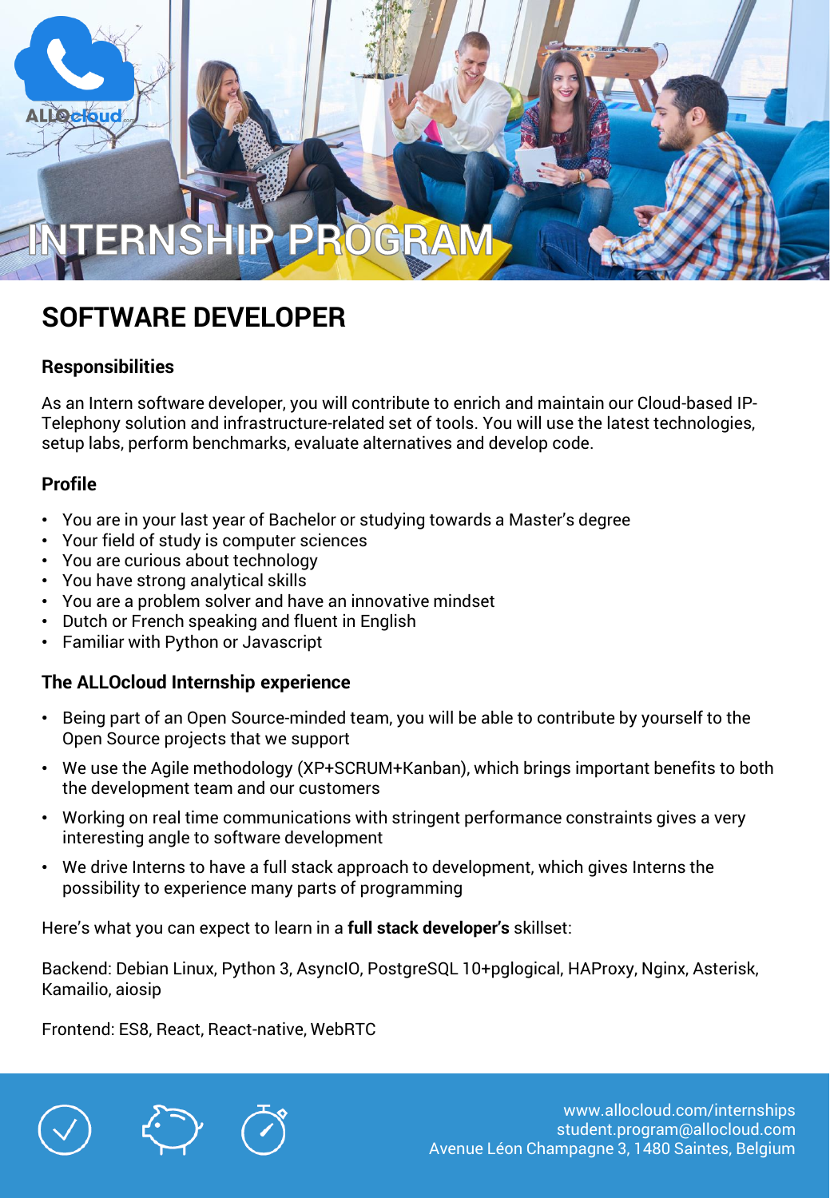# INTERNSHIP PROGRAM

## SOFTWARE DEVELOPER

### Responsibilities

As an Intern software developer, you will contribute to enrich and maintain our Cloud-based IP-Telephony solution and infrastructure-related set of tools. You will use the latest technologies, setup labs, perform benchmarks, evaluate alternatives and develop code.

### Profile

- You are in your last year of Bachelor or studying towards a Master's degree
- Your field of study is computer sciences
- You are curious about technology
- You have strong analytical skills
- You are a problem solver and have an innovative mindset
- Dutch or French speaking and fluent in English
- Familiar with Python or Javascript

### The ALLOcloud Internship experience

- Being part of an Open Source-minded team, you will be able to contribute by yourself to the Open Source projects that we support
- We use the Agile methodology (XP+SCRUM+Kanban), which brings important benefits to both the development team and our customers
- Working on real time communications with stringent performance constraints gives a very interesting angle to software development
- We drive Interns to have a full stack approach to development, which gives Interns the possibility to experience many parts of programming

Here's what you can expect to learn in a **full stack developer's** skillset:

Backend: Debian Linux, Python 3, AsyncIO, PostgreSQL 10+pglogical, HAProxy, Nginx, Asterisk, Kamailio, aiosip

Frontend: ES8, React, React-native, WebRTC

www.allocloud.com/internships
student.program@allocloud.com
Avenue Léon Champagne 3, 1480 Saintes, Belgium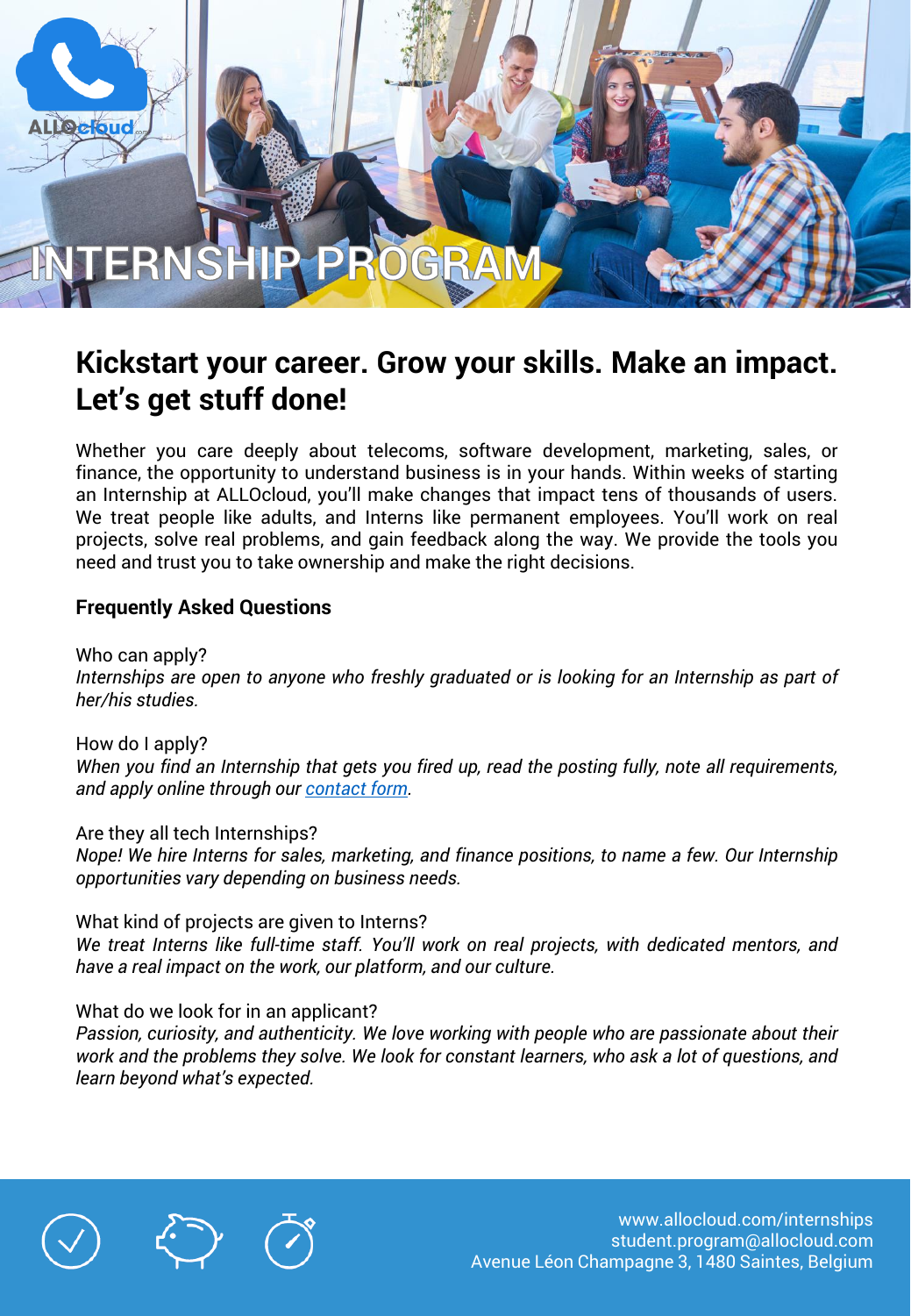# INTERNSHIP PROGRAM

## Kickstart your career. Grow your skills. Make an impact. Let's get stuff done!

Whether you care deeply about telecoms, software development, marketing, sales, or finance, the opportunity to understand business is in your hands. Within weeks of starting an Internship at ALLOcloud, you'll make changes that impact tens of thousands of users. We treat people like adults, and Interns like permanent employees. You'll work on real projects, solve real problems, and gain feedback along the way. We provide the tools you need and trust you to take ownership and make the right decisions.

### Frequently Asked Questions

Who can apply?
*Internships are open to anyone who freshly graduated or is looking for an Internship as part of her/his studies.*

How do I apply?
*When you find an Internship that gets you fired up, read the posting fully, note all requirements, and apply online through our [contact form](contact form).*

Are they all tech Internships?
*Nope! We hire Interns for sales, marketing, and finance positions, to name a few. Our Internship opportunities vary depending on business needs.*

What kind of projects are given to Interns?
*We treat Interns like full-time staff. You'll work on real projects, with dedicated mentors, and have a real impact on the work, our platform, and our culture.*

What do we look for in an applicant?
*Passion, curiosity, and authenticity. We love working with people who are passionate about their work and the problems they solve. We look for constant learners, who ask a lot of questions, and learn beyond what's expected.*

www.allocloud.com/internships
student.program@allocloud.com
Avenue Léon Champagne 3, 1480 Saintes, Belgium